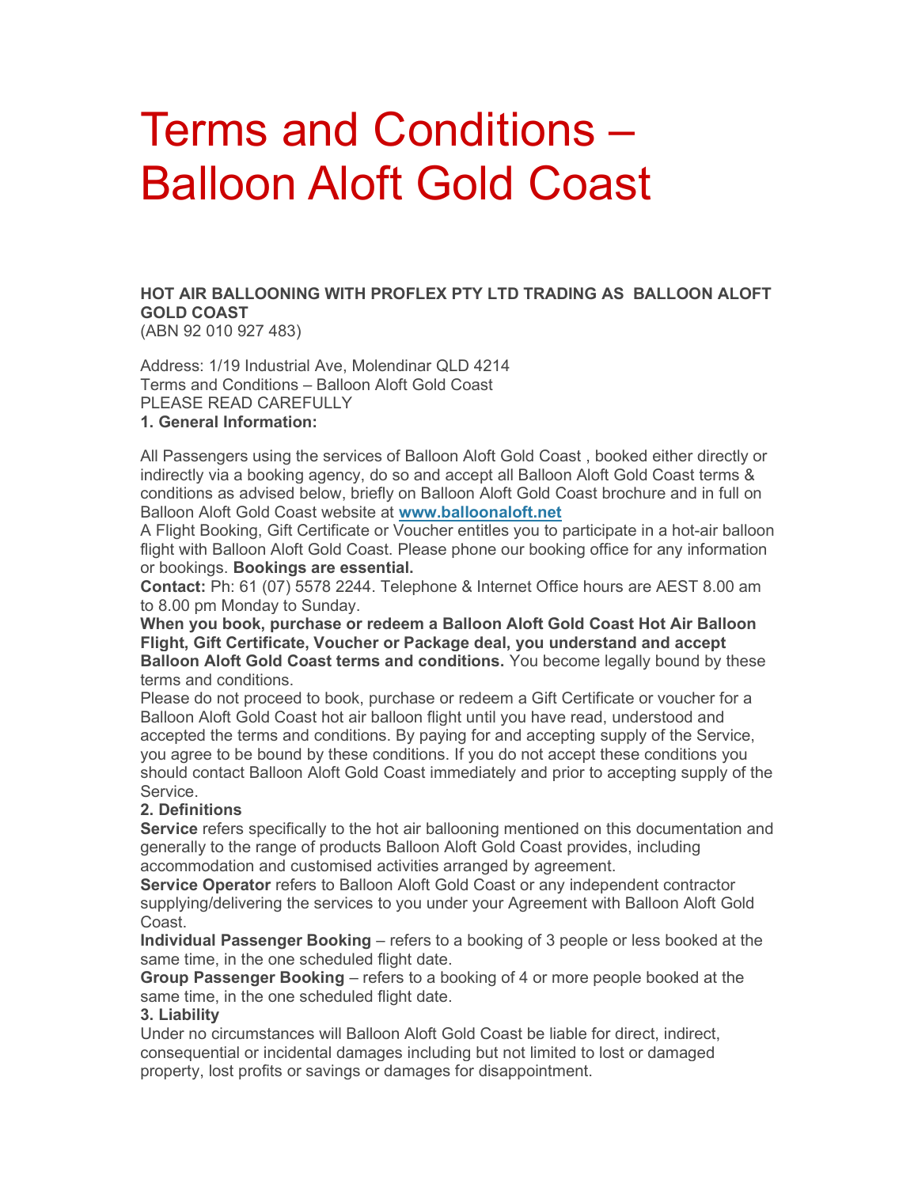# Terms and Conditions – Balloon Aloft Gold Coast

**HOT AIR BALLOONING WITH PROFLEX PTY LTD TRADING AS BALLOON ALOFT GOLD COAST**
(ABN 92 010 927 483)

Address: 1/19 Industrial Ave, Molendinar QLD 4214
Terms and Conditions – Balloon Aloft Gold Coast
PLEASE READ CAREFULLY

**1. General Information:**

All Passengers using the services of Balloon Aloft Gold Coast , booked either directly or indirectly via a booking agency, do so and accept all Balloon Aloft Gold Coast terms & conditions as advised below, briefly on Balloon Aloft Gold Coast brochure and in full on Balloon Aloft Gold Coast website at **www.balloonaloft.net**

A Flight Booking, Gift Certificate or Voucher entitles you to participate in a hot-air balloon flight with Balloon Aloft Gold Coast. Please phone our booking office for any information or bookings. **Bookings are essential.**

**Contact:** Ph: 61 (07) 5578 2244. Telephone & Internet Office hours are AEST 8.00 am to 8.00 pm Monday to Sunday.

**When you book, purchase or redeem a Balloon Aloft Gold Coast Hot Air Balloon Flight, Gift Certificate, Voucher or Package deal, you understand and accept Balloon Aloft Gold Coast terms and conditions.** You become legally bound by these terms and conditions.

Please do not proceed to book, purchase or redeem a Gift Certificate or voucher for a Balloon Aloft Gold Coast hot air balloon flight until you have read, understood and accepted the terms and conditions. By paying for and accepting supply of the Service, you agree to be bound by these conditions. If you do not accept these conditions you should contact Balloon Aloft Gold Coast immediately and prior to accepting supply of the Service.

**2. Definitions**

**Service** refers specifically to the hot air ballooning mentioned on this documentation and generally to the range of products Balloon Aloft Gold Coast provides, including accommodation and customised activities arranged by agreement.

**Service Operator** refers to Balloon Aloft Gold Coast or any independent contractor supplying/delivering the services to you under your Agreement with Balloon Aloft Gold Coast.

**Individual Passenger Booking** – refers to a booking of 3 people or less booked at the same time, in the one scheduled flight date.

**Group Passenger Booking** – refers to a booking of 4 or more people booked at the same time, in the one scheduled flight date.

**3. Liability**

Under no circumstances will Balloon Aloft Gold Coast be liable for direct, indirect, consequential or incidental damages including but not limited to lost or damaged property, lost profits or savings or damages for disappointment.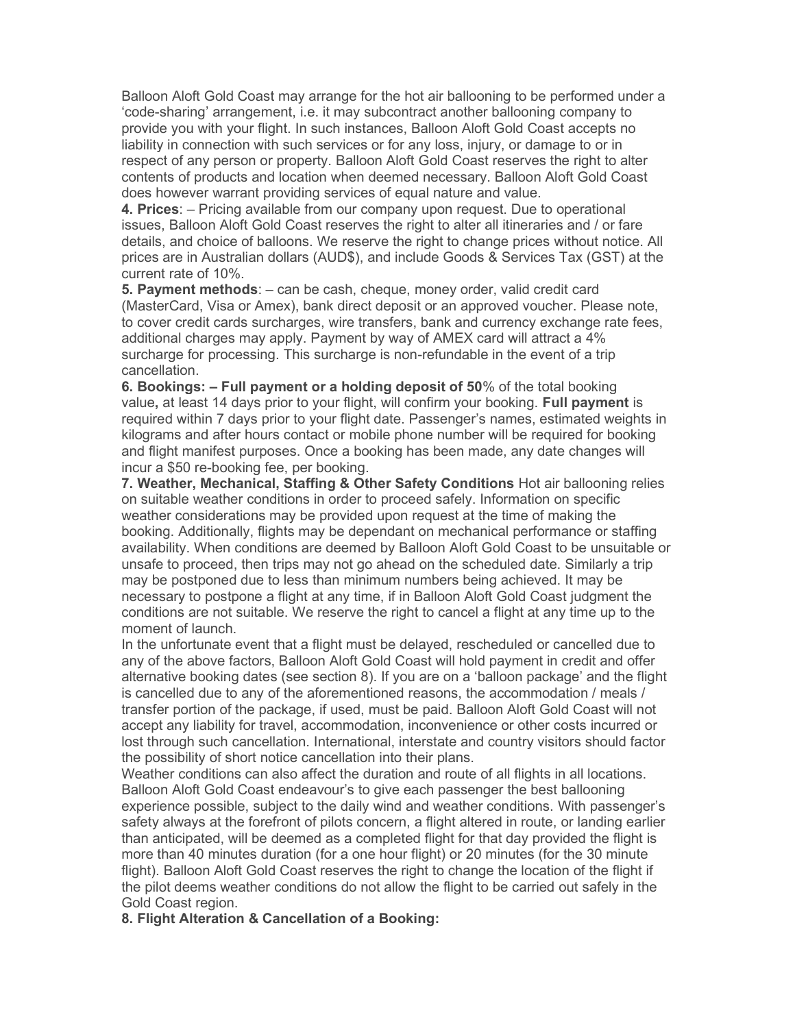Balloon Aloft Gold Coast may arrange for the hot air ballooning to be performed under a 'code-sharing' arrangement, i.e. it may subcontract another ballooning company to provide you with your flight. In such instances, Balloon Aloft Gold Coast accepts no liability in connection with such services or for any loss, injury, or damage to or in respect of any person or property. Balloon Aloft Gold Coast reserves the right to alter contents of products and location when deemed necessary. Balloon Aloft Gold Coast does however warrant providing services of equal nature and value.

**4. Prices**: – Pricing available from our company upon request. Due to operational issues, Balloon Aloft Gold Coast reserves the right to alter all itineraries and / or fare details, and choice of balloons. We reserve the right to change prices without notice. All prices are in Australian dollars (AUD$), and include Goods & Services Tax (GST) at the current rate of 10%.

**5. Payment methods**: – can be cash, cheque, money order, valid credit card (MasterCard, Visa or Amex), bank direct deposit or an approved voucher. Please note, to cover credit cards surcharges, wire transfers, bank and currency exchange rate fees, additional charges may apply. Payment by way of AMEX card will attract a 4% surcharge for processing. This surcharge is non-refundable in the event of a trip cancellation.

**6. Bookings: – Full payment or a holding deposit of 50**% of the total booking value**,** at least 14 days prior to your flight, will confirm your booking. **Full payment** is required within 7 days prior to your flight date. Passenger's names, estimated weights in kilograms and after hours contact or mobile phone number will be required for booking and flight manifest purposes. Once a booking has been made, any date changes will incur a $50 re-booking fee, per booking.

**7. Weather, Mechanical, Staffing & Other Safety Conditions** Hot air ballooning relies on suitable weather conditions in order to proceed safely. Information on specific weather considerations may be provided upon request at the time of making the booking. Additionally, flights may be dependant on mechanical performance or staffing availability. When conditions are deemed by Balloon Aloft Gold Coast to be unsuitable or unsafe to proceed, then trips may not go ahead on the scheduled date. Similarly a trip may be postponed due to less than minimum numbers being achieved. It may be necessary to postpone a flight at any time, if in Balloon Aloft Gold Coast judgment the conditions are not suitable. We reserve the right to cancel a flight at any time up to the moment of launch.

In the unfortunate event that a flight must be delayed, rescheduled or cancelled due to any of the above factors, Balloon Aloft Gold Coast will hold payment in credit and offer alternative booking dates (see section 8). If you are on a 'balloon package' and the flight is cancelled due to any of the aforementioned reasons, the accommodation / meals / transfer portion of the package, if used, must be paid. Balloon Aloft Gold Coast will not accept any liability for travel, accommodation, inconvenience or other costs incurred or lost through such cancellation. International, interstate and country visitors should factor the possibility of short notice cancellation into their plans.

Weather conditions can also affect the duration and route of all flights in all locations. Balloon Aloft Gold Coast endeavour's to give each passenger the best ballooning experience possible, subject to the daily wind and weather conditions. With passenger's safety always at the forefront of pilots concern, a flight altered in route, or landing earlier than anticipated, will be deemed as a completed flight for that day provided the flight is more than 40 minutes duration (for a one hour flight) or 20 minutes (for the 30 minute flight). Balloon Aloft Gold Coast reserves the right to change the location of the flight if the pilot deems weather conditions do not allow the flight to be carried out safely in the Gold Coast region.

**8. Flight Alteration & Cancellation of a Booking:**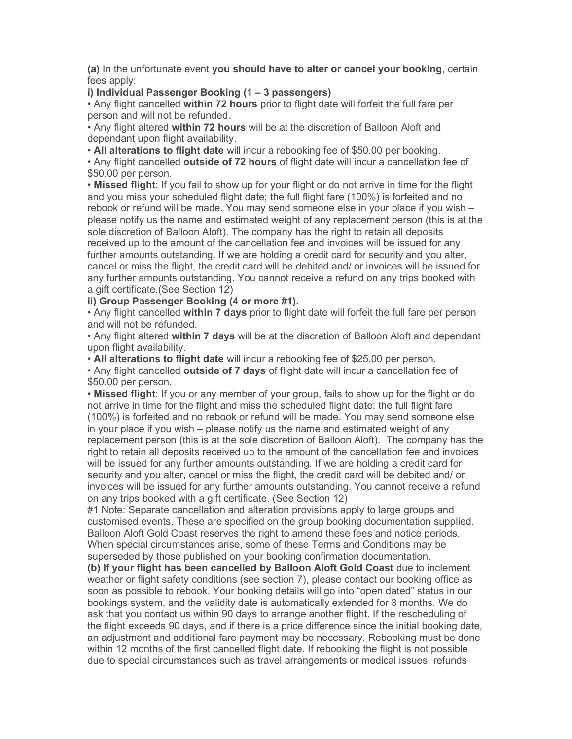**(a)** In the unfortunate event **you should have to alter or cancel your booking**, certain fees apply:

**i) Individual Passenger Booking (1 – 3 passengers)**

- Any flight cancelled **within 72 hours** prior to flight date will forfeit the full fare per person and will not be refunded.
- Any flight altered **within 72 hours** will be at the discretion of Balloon Aloft and dependant upon flight availability.
- **All alterations to flight date** will incur a rebooking fee of $50.00 per booking.
- Any flight cancelled **outside of 72 hours** of flight date will incur a cancellation fee of $50.00 per person.
- **Missed flight**: If you fail to show up for your flight or do not arrive in time for the flight and you miss your scheduled flight date; the full flight fare (100%) is forfeited and no rebook or refund will be made. You may send someone else in your place if you wish – please notify us the name and estimated weight of any replacement person (this is at the sole discretion of Balloon Aloft). The company has the right to retain all deposits received up to the amount of the cancellation fee and invoices will be issued for any further amounts outstanding. If we are holding a credit card for security and you alter, cancel or miss the flight, the credit card will be debited and/ or invoices will be issued for any further amounts outstanding. You cannot receive a refund on any trips booked with a gift certificate.(See Section 12)

**ii) Group Passenger Booking (4 or more #1).**

- Any flight cancelled **within 7 days** prior to flight date will forfeit the full fare per person and will not be refunded.
- Any flight altered **within 7 days** will be at the discretion of Balloon Aloft and dependant upon flight availability.
- **All alterations to flight date** will incur a rebooking fee of $25.00 per person.
- Any flight cancelled **outside of 7 days** of flight date will incur a cancellation fee of $50.00 per person.
- **Missed flight**: If you or any member of your group, fails to show up for the flight or do not arrive in time for the flight and miss the scheduled flight date; the full flight fare (100%) is forfeited and no rebook or refund will be made. You may send someone else in your place if you wish – please notify us the name and estimated weight of any replacement person (this is at the sole discretion of Balloon Aloft). The company has the right to retain all deposits received up to the amount of the cancellation fee and invoices will be issued for any further amounts outstanding. If we are holding a credit card for security and you alter, cancel or miss the flight, the credit card will be debited and/ or invoices will be issued for any further amounts outstanding. You cannot receive a refund on any trips booked with a gift certificate. (See Section 12)

#1 Note: Separate cancellation and alteration provisions apply to large groups and customised events. These are specified on the group booking documentation supplied. Balloon Aloft Gold Coast reserves the right to amend these fees and notice periods. When special circumstances arise, some of these Terms and Conditions may be superseded by those published on your booking confirmation documentation.

**(b) If your flight has been cancelled by Balloon Aloft Gold Coast** due to inclement weather or flight safety conditions (see section 7), please contact our booking office as soon as possible to rebook. Your booking details will go into "open dated" status in our bookings system, and the validity date is automatically extended for 3 months. We do ask that you contact us within 90 days to arrange another flight. If the rescheduling of the flight exceeds 90 days, and if there is a price difference since the initial booking date, an adjustment and additional fare payment may be necessary. Rebooking must be done within 12 months of the first cancelled flight date. If rebooking the flight is not possible due to special circumstances such as travel arrangements or medical issues, refunds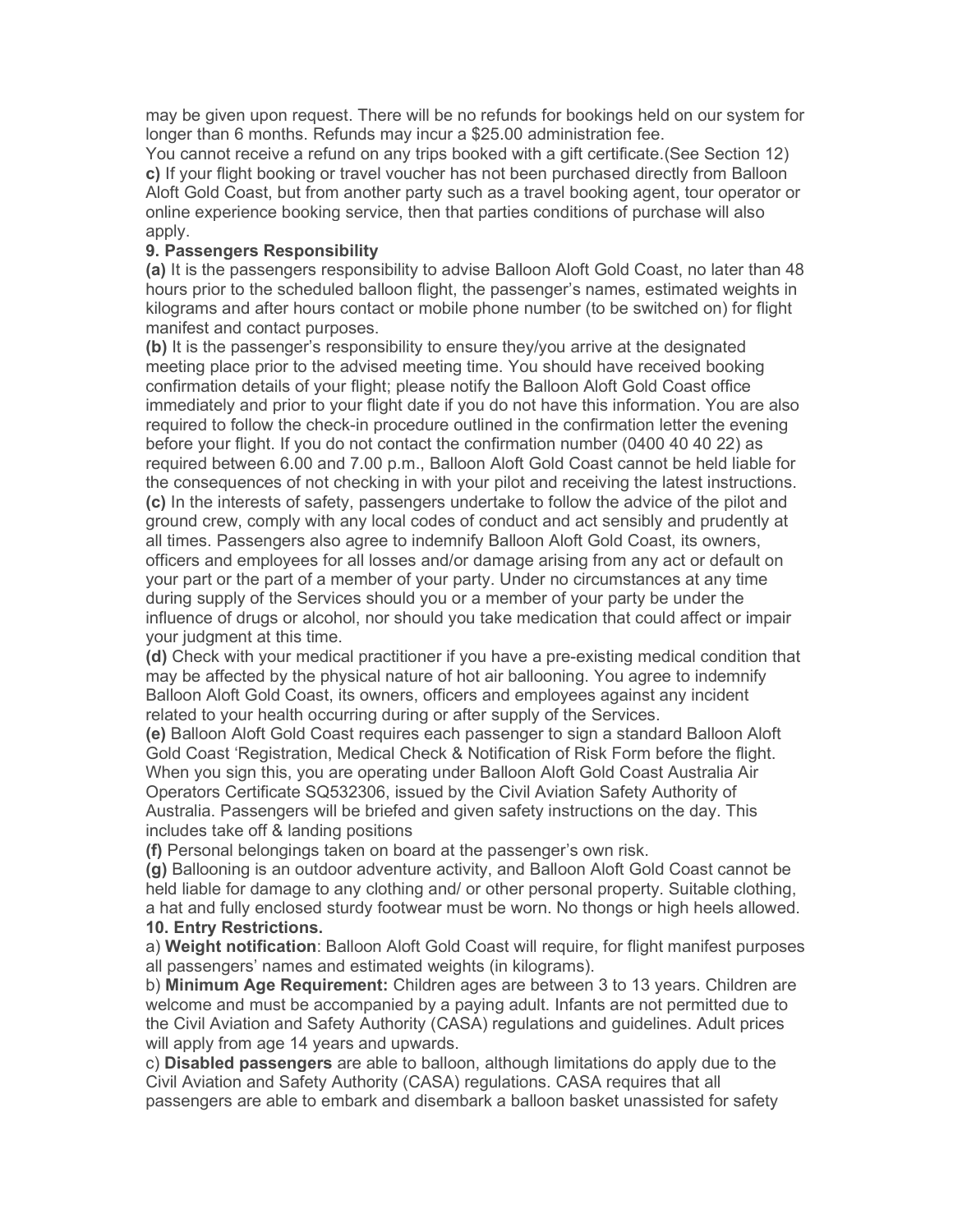may be given upon request. There will be no refunds for bookings held on our system for longer than 6 months. Refunds may incur a $25.00 administration fee.
You cannot receive a refund on any trips booked with a gift certificate.(See Section 12)

**c)** If your flight booking or travel voucher has not been purchased directly from Balloon Aloft Gold Coast, but from another party such as a travel booking agent, tour operator or online experience booking service, then that parties conditions of purchase will also apply.

**9. Passengers Responsibility**

**(a)** It is the passengers responsibility to advise Balloon Aloft Gold Coast, no later than 48 hours prior to the scheduled balloon flight, the passenger's names, estimated weights in kilograms and after hours contact or mobile phone number (to be switched on) for flight manifest and contact purposes.

**(b)** It is the passenger's responsibility to ensure they/you arrive at the designated meeting place prior to the advised meeting time. You should have received booking confirmation details of your flight; please notify the Balloon Aloft Gold Coast office immediately and prior to your flight date if you do not have this information. You are also required to follow the check-in procedure outlined in the confirmation letter the evening before your flight. If you do not contact the confirmation number (0400 40 40 22) as required between 6.00 and 7.00 p.m., Balloon Aloft Gold Coast cannot be held liable for the consequences of not checking in with your pilot and receiving the latest instructions.

**(c)** In the interests of safety, passengers undertake to follow the advice of the pilot and ground crew, comply with any local codes of conduct and act sensibly and prudently at all times. Passengers also agree to indemnify Balloon Aloft Gold Coast, its owners, officers and employees for all losses and/or damage arising from any act or default on your part or the part of a member of your party. Under no circumstances at any time during supply of the Services should you or a member of your party be under the influence of drugs or alcohol, nor should you take medication that could affect or impair your judgment at this time.

**(d)** Check with your medical practitioner if you have a pre-existing medical condition that may be affected by the physical nature of hot air ballooning. You agree to indemnify Balloon Aloft Gold Coast, its owners, officers and employees against any incident related to your health occurring during or after supply of the Services.

**(e)** Balloon Aloft Gold Coast requires each passenger to sign a standard Balloon Aloft Gold Coast 'Registration, Medical Check & Notification of Risk Form before the flight. When you sign this, you are operating under Balloon Aloft Gold Coast Australia Air Operators Certificate SQ532306, issued by the Civil Aviation Safety Authority of Australia. Passengers will be briefed and given safety instructions on the day. This includes take off & landing positions

**(f)** Personal belongings taken on board at the passenger's own risk.

**(g)** Ballooning is an outdoor adventure activity, and Balloon Aloft Gold Coast cannot be held liable for damage to any clothing and/ or other personal property. Suitable clothing, a hat and fully enclosed sturdy footwear must be worn. No thongs or high heels allowed.

**10. Entry Restrictions.**

a) **Weight notification**: Balloon Aloft Gold Coast will require, for flight manifest purposes all passengers' names and estimated weights (in kilograms).

b) **Minimum Age Requirement:** Children ages are between 3 to 13 years. Children are welcome and must be accompanied by a paying adult. Infants are not permitted due to the Civil Aviation and Safety Authority (CASA) regulations and guidelines. Adult prices will apply from age 14 years and upwards.

c) **Disabled passengers** are able to balloon, although limitations do apply due to the Civil Aviation and Safety Authority (CASA) regulations. CASA requires that all passengers are able to embark and disembark a balloon basket unassisted for safety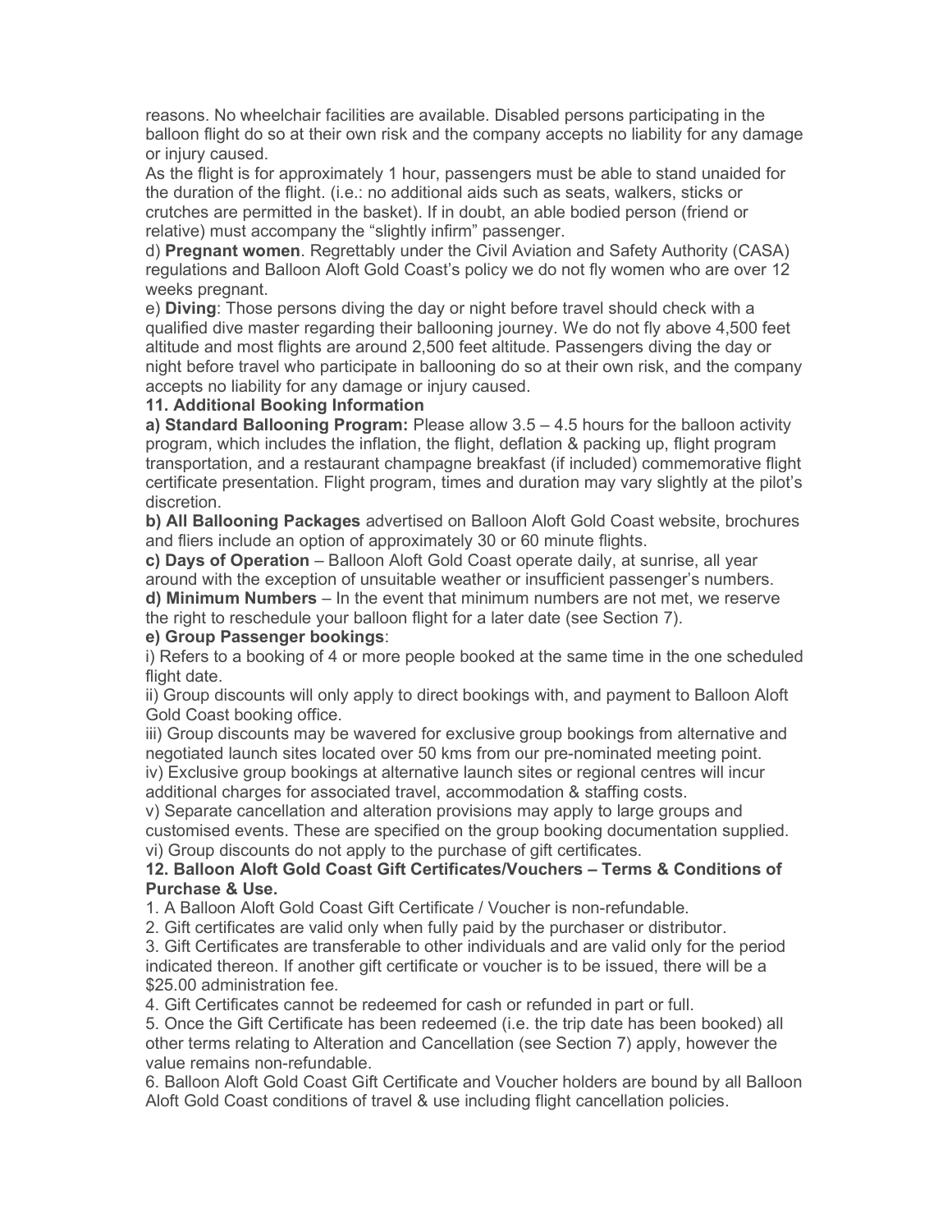reasons. No wheelchair facilities are available. Disabled persons participating in the balloon flight do so at their own risk and the company accepts no liability for any damage or injury caused.

As the flight is for approximately 1 hour, passengers must be able to stand unaided for the duration of the flight. (i.e.: no additional aids such as seats, walkers, sticks or crutches are permitted in the basket). If in doubt, an able bodied person (friend or relative) must accompany the "slightly infirm" passenger.

d) **Pregnant women**. Regrettably under the Civil Aviation and Safety Authority (CASA) regulations and Balloon Aloft Gold Coast's policy we do not fly women who are over 12 weeks pregnant.

e) **Diving**: Those persons diving the day or night before travel should check with a qualified dive master regarding their ballooning journey. We do not fly above 4,500 feet altitude and most flights are around 2,500 feet altitude. Passengers diving the day or night before travel who participate in ballooning do so at their own risk, and the company accepts no liability for any damage or injury caused.

**11. Additional Booking Information**

**a) Standard Ballooning Program:** Please allow 3.5 – 4.5 hours for the balloon activity program, which includes the inflation, the flight, deflation & packing up, flight program transportation, and a restaurant champagne breakfast (if included) commemorative flight certificate presentation. Flight program, times and duration may vary slightly at the pilot's discretion.

**b) All Ballooning Packages** advertised on Balloon Aloft Gold Coast website, brochures and fliers include an option of approximately 30 or 60 minute flights.

**c) Days of Operation** – Balloon Aloft Gold Coast operate daily, at sunrise, all year around with the exception of unsuitable weather or insufficient passenger's numbers.

**d) Minimum Numbers** – In the event that minimum numbers are not met, we reserve the right to reschedule your balloon flight for a later date (see Section 7).

**e) Group Passenger bookings**:

i) Refers to a booking of 4 or more people booked at the same time in the one scheduled flight date.

ii) Group discounts will only apply to direct bookings with, and payment to Balloon Aloft Gold Coast booking office.

iii) Group discounts may be wavered for exclusive group bookings from alternative and negotiated launch sites located over 50 kms from our pre-nominated meeting point.

iv) Exclusive group bookings at alternative launch sites or regional centres will incur additional charges for associated travel, accommodation & staffing costs.

v) Separate cancellation and alteration provisions may apply to large groups and customised events. These are specified on the group booking documentation supplied.

vi) Group discounts do not apply to the purchase of gift certificates.

**12. Balloon Aloft Gold Coast Gift Certificates/Vouchers – Terms & Conditions of Purchase & Use.**

1. A Balloon Aloft Gold Coast Gift Certificate / Voucher is non-refundable.
2. Gift certificates are valid only when fully paid by the purchaser or distributor.
3. Gift Certificates are transferable to other individuals and are valid only for the period indicated thereon. If another gift certificate or voucher is to be issued, there will be a \$25.00 administration fee.
4. Gift Certificates cannot be redeemed for cash or refunded in part or full.
5. Once the Gift Certificate has been redeemed (i.e. the trip date has been booked) all other terms relating to Alteration and Cancellation (see Section 7) apply, however the value remains non-refundable.
6. Balloon Aloft Gold Coast Gift Certificate and Voucher holders are bound by all Balloon Aloft Gold Coast conditions of travel & use including flight cancellation policies.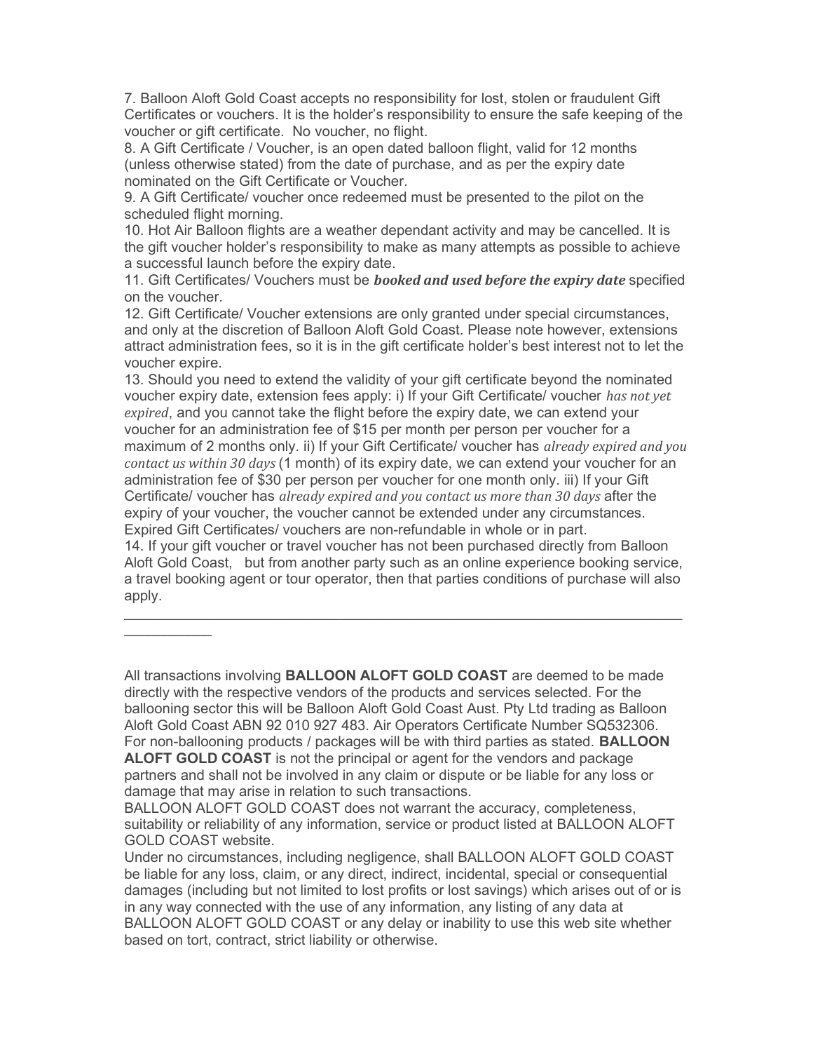7. Balloon Aloft Gold Coast accepts no responsibility for lost, stolen or fraudulent Gift Certificates or vouchers. It is the holder's responsibility to ensure the safe keeping of the voucher or gift certificate. No voucher, no flight.

8. A Gift Certificate / Voucher, is an open dated balloon flight, valid for 12 months (unless otherwise stated) from the date of purchase, and as per the expiry date nominated on the Gift Certificate or Voucher.

9. A Gift Certificate/ voucher once redeemed must be presented to the pilot on the scheduled flight morning.

10. Hot Air Balloon flights are a weather dependant activity and may be cancelled. It is the gift voucher holder's responsibility to make as many attempts as possible to achieve a successful launch before the expiry date.

11. Gift Certificates/ Vouchers must be ***booked and used before the expiry date*** specified on the voucher.

12. Gift Certificate/ Voucher extensions are only granted under special circumstances, and only at the discretion of Balloon Aloft Gold Coast. Please note however, extensions attract administration fees, so it is in the gift certificate holder's best interest not to let the voucher expire.

13. Should you need to extend the validity of your gift certificate beyond the nominated voucher expiry date, extension fees apply: i) If your Gift Certificate/ voucher *has not yet expired*, and you cannot take the flight before the expiry date, we can extend your voucher for an administration fee of $15 per month per person per voucher for a maximum of 2 months only. ii) If your Gift Certificate/ voucher has *already expired and you contact us within 30 days* (1 month) of its expiry date, we can extend your voucher for an administration fee of $30 per person per voucher for one month only. iii) If your Gift Certificate/ voucher has *already expired and you contact us more than 30 days* after the expiry of your voucher, the voucher cannot be extended under any circumstances. Expired Gift Certificates/ vouchers are non-refundable in whole or in part.

14. If your gift voucher or travel voucher has not been purchased directly from Balloon Aloft Gold Coast, but from another party such as an online experience booking service, a travel booking agent or tour operator, then that parties conditions of purchase will also apply.

---

All transactions involving **BALLOON ALOFT GOLD COAST** are deemed to be made directly with the respective vendors of the products and services selected. For the ballooning sector this will be Balloon Aloft Gold Coast Aust. Pty Ltd trading as Balloon Aloft Gold Coast ABN 92 010 927 483. Air Operators Certificate Number SQ532306. For non-ballooning products / packages will be with third parties as stated. **BALLOON ALOFT GOLD COAST** is not the principal or agent for the vendors and package partners and shall not be involved in any claim or dispute or be liable for any loss or damage that may arise in relation to such transactions.

BALLOON ALOFT GOLD COAST does not warrant the accuracy, completeness, suitability or reliability of any information, service or product listed at BALLOON ALOFT GOLD COAST website.

Under no circumstances, including negligence, shall BALLOON ALOFT GOLD COAST be liable for any loss, claim, or any direct, indirect, incidental, special or consequential damages (including but not limited to lost profits or lost savings) which arises out of or is in any way connected with the use of any information, any listing of any data at BALLOON ALOFT GOLD COAST or any delay or inability to use this web site whether based on tort, contract, strict liability or otherwise.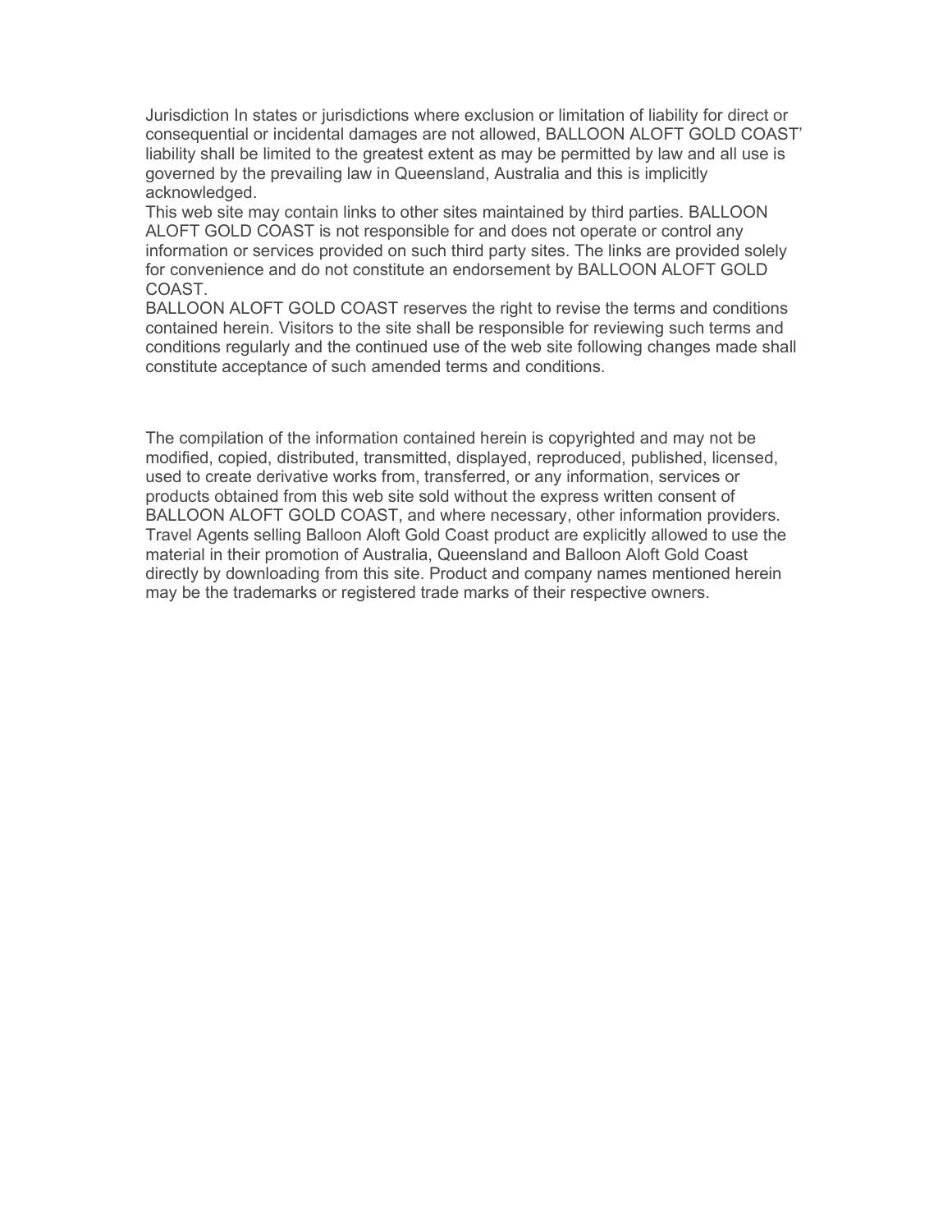Jurisdiction In states or jurisdictions where exclusion or limitation of liability for direct or consequential or incidental damages are not allowed, BALLOON ALOFT GOLD COAST' liability shall be limited to the greatest extent as may be permitted by law and all use is governed by the prevailing law in Queensland, Australia and this is implicitly acknowledged.

This web site may contain links to other sites maintained by third parties. BALLOON ALOFT GOLD COAST is not responsible for and does not operate or control any information or services provided on such third party sites. The links are provided solely for convenience and do not constitute an endorsement by BALLOON ALOFT GOLD COAST.

BALLOON ALOFT GOLD COAST reserves the right to revise the terms and conditions contained herein. Visitors to the site shall be responsible for reviewing such terms and conditions regularly and the continued use of the web site following changes made shall constitute acceptance of such amended terms and conditions.

The compilation of the information contained herein is copyrighted and may not be modified, copied, distributed, transmitted, displayed, reproduced, published, licensed, used to create derivative works from, transferred, or any information, services or products obtained from this web site sold without the express written consent of BALLOON ALOFT GOLD COAST, and where necessary, other information providers. Travel Agents selling Balloon Aloft Gold Coast product are explicitly allowed to use the material in their promotion of Australia, Queensland and Balloon Aloft Gold Coast directly by downloading from this site. Product and company names mentioned herein may be the trademarks or registered trade marks of their respective owners.